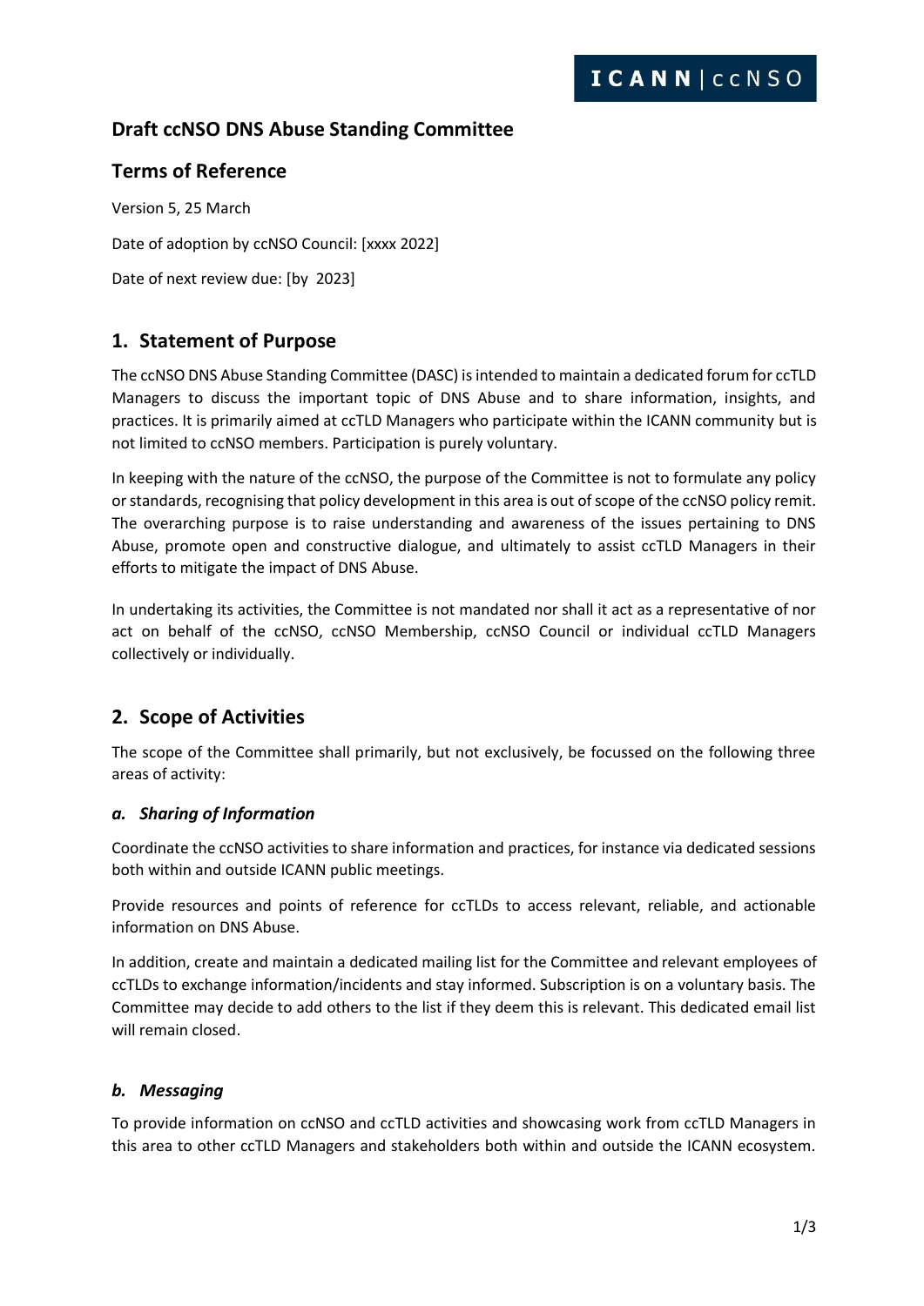# Draft ccNSO DNS Abuse Standing Committee

## Terms of Reference

Version 5, 25 March

Date of adoption by ccNSO Council: [xxxx 2022]

Date of next review due: [by 2023]

## 1. Statement of Purpose

The ccNSO DNS Abuse Standing Committee (DASC) is intended to maintain a dedicated forum for ccTLD Managers to discuss the important topic of DNS Abuse and to share information, insights, and practices. It is primarily aimed at ccTLD Managers who participate within the ICANN community but is not limited to ccNSO members. Participation is purely voluntary.

In keeping with the nature of the ccNSO, the purpose of the Committee is not to formulate any policy or standards, recognising that policy development in this area is out of scope of the ccNSO policy remit. The overarching purpose is to raise understanding and awareness of the issues pertaining to DNS Abuse, promote open and constructive dialogue, and ultimately to assist ccTLD Managers in their efforts to mitigate the impact of DNS Abuse.

In undertaking its activities, the Committee is not mandated nor shall it act as a representative of nor act on behalf of the ccNSO, ccNSO Membership, ccNSO Council or individual ccTLD Managers collectively or individually.

## 2. Scope of Activities

The scope of the Committee shall primarily, but not exclusively, be focussed on the following three areas of activity:

### *a. Sharing of Information*

Coordinate the ccNSO activities to share information and practices, for instance via dedicated sessions both within and outside ICANN public meetings.

Provide resources and points of reference for ccTLDs to access relevant, reliable, and actionable information on DNS Abuse.

In addition, create and maintain a dedicated mailing list for the Committee and relevant employees of ccTLDs to exchange information/incidents and stay informed. Subscription is on a voluntary basis. The Committee may decide to add others to the list if they deem this is relevant. This dedicated email list will remain closed.

### *b. Messaging*

To provide information on ccNSO and ccTLD activities and showcasing work from ccTLD Managers in this area to other ccTLD Managers and stakeholders both within and outside the ICANN ecosystem.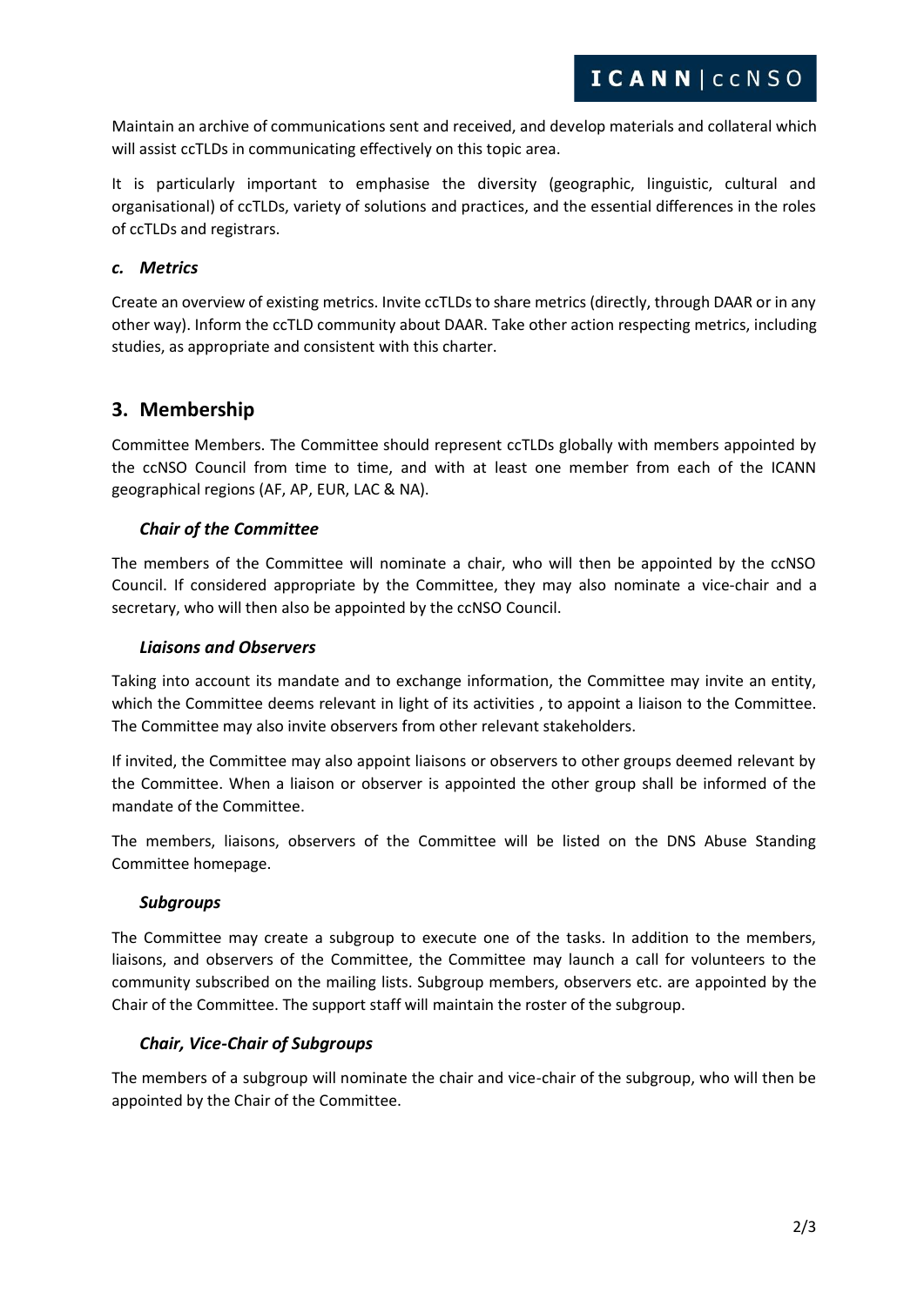Maintain an archive of communications sent and received, and develop materials and collateral which will assist ccTLDs in communicating effectively on this topic area.

It is particularly important to emphasise the diversity (geographic, linguistic, cultural and organisational) of ccTLDs, variety of solutions and practices, and the essential differences in the roles of ccTLDs and registrars.

### *c. Metrics*

Create an overview of existing metrics. Invite ccTLDs to share metrics (directly, through DAAR or in any other way). Inform the ccTLD community about DAAR. Take other action respecting metrics, including studies, as appropriate and consistent with this charter.

## 3. Membership

Committee Members. The Committee should represent ccTLDs globally with members appointed by the ccNSO Council from time to time, and with at least one member from each of the ICANN geographical regions (AF, AP, EUR, LAC & NA).

### *Chair of the Committee*

The members of the Committee will nominate a chair, who will then be appointed by the ccNSO Council. If considered appropriate by the Committee, they may also nominate a vice-chair and a secretary, who will then also be appointed by the ccNSO Council.

### *Liaisons and Observers*

Taking into account its mandate and to exchange information, the Committee may invite an entity, which the Committee deems relevant in light of its activities , to appoint a liaison to the Committee. The Committee may also invite observers from other relevant stakeholders.

If invited, the Committee may also appoint liaisons or observers to other groups deemed relevant by the Committee. When a liaison or observer is appointed the other group shall be informed of the mandate of the Committee.

The members, liaisons, observers of the Committee will be listed on the DNS Abuse Standing Committee homepage.

### *Subgroups*

The Committee may create a subgroup to execute one of the tasks. In addition to the members, liaisons, and observers of the Committee, the Committee may launch a call for volunteers to the community subscribed on the mailing lists. Subgroup members, observers etc. are appointed by the Chair of the Committee. The support staff will maintain the roster of the subgroup.

### *Chair, Vice-Chair of Subgroups*

The members of a subgroup will nominate the chair and vice-chair of the subgroup, who will then be appointed by the Chair of the Committee.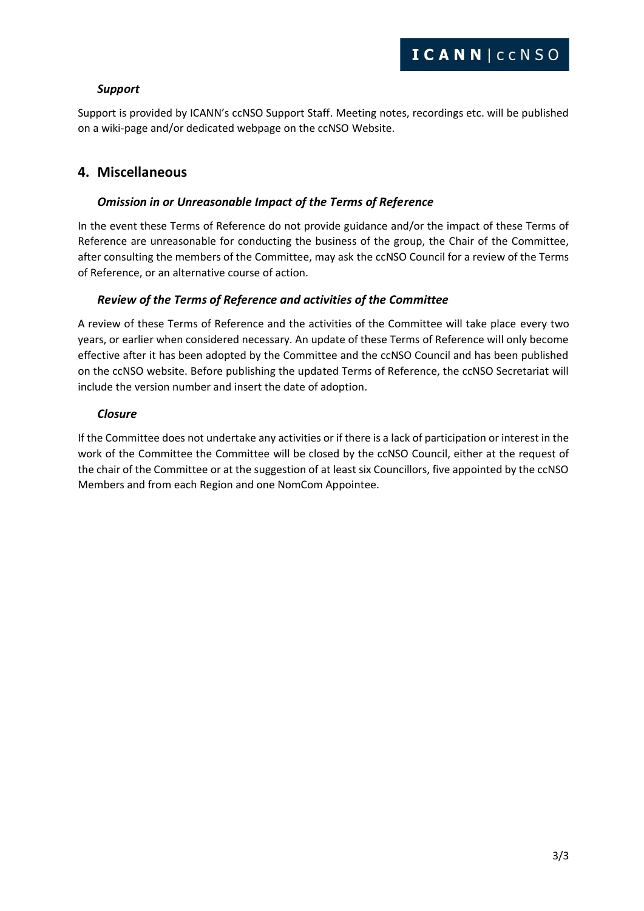### *Support*

Support is provided by ICANN's ccNSO Support Staff. Meeting notes, recordings etc. will be published on a wiki-page and/or dedicated webpage on the ccNSO Website.

## 4. Miscellaneous

### *Omission in or Unreasonable Impact of the Terms of Reference*

In the event these Terms of Reference do not provide guidance and/or the impact of these Terms of Reference are unreasonable for conducting the business of the group, the Chair of the Committee, after consulting the members of the Committee, may ask the ccNSO Council for a review of the Terms of Reference, or an alternative course of action.

### *Review of the Terms of Reference and activities of the Committee*

A review of these Terms of Reference and the activities of the Committee will take place every two years, or earlier when considered necessary. An update of these Terms of Reference will only become effective after it has been adopted by the Committee and the ccNSO Council and has been published on the ccNSO website. Before publishing the updated Terms of Reference, the ccNSO Secretariat will include the version number and insert the date of adoption.

### *Closure*

If the Committee does not undertake any activities or if there is a lack of participation or interest in the work of the Committee the Committee will be closed by the ccNSO Council, either at the request of the chair of the Committee or at the suggestion of at least six Councillors, five appointed by the ccNSO Members and from each Region and one NomCom Appointee.